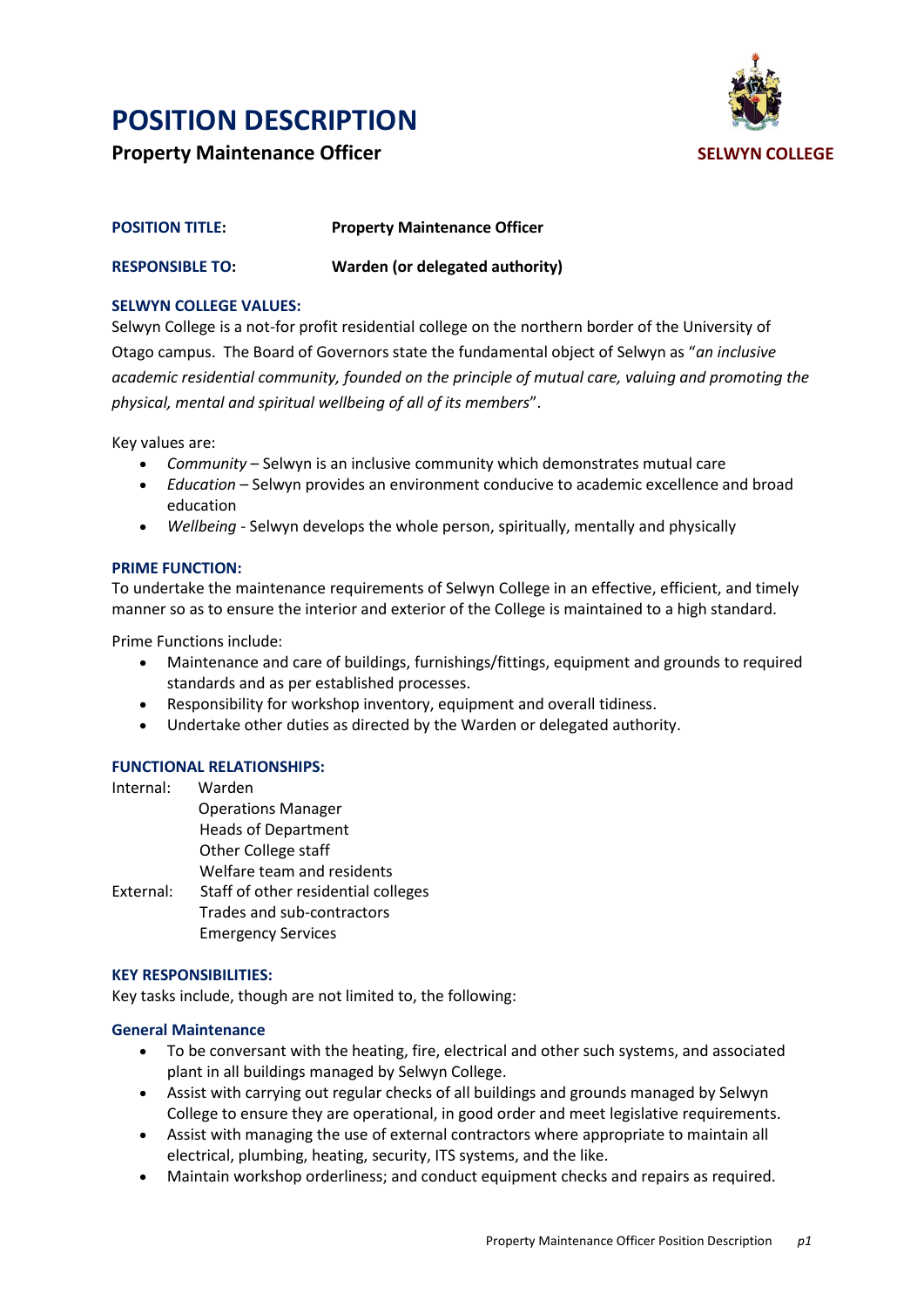# POSITION DESCRIPTION

## Property Maintenance Officer

**SELWYN COLLEGE**

**POSITION TITLE:** **Property Maintenance Officer**

**RESPONSIBLE TO:** **Warden (or delegated authority)**

### SELWYN COLLEGE VALUES:

Selwyn College is a not-for profit residential college on the northern border of the University of Otago campus. The Board of Governors state the fundamental object of Selwyn as "*an inclusive academic residential community, founded on the principle of mutual care, valuing and promoting the physical, mental and spiritual wellbeing of all of its members*".

Key values are:

- *Community* – Selwyn is an inclusive community which demonstrates mutual care
- *Education* – Selwyn provides an environment conducive to academic excellence and broad education
- *Wellbeing* - Selwyn develops the whole person, spiritually, mentally and physically

### PRIME FUNCTION:

To undertake the maintenance requirements of Selwyn College in an effective, efficient, and timely manner so as to ensure the interior and exterior of the College is maintained to a high standard.

Prime Functions include:

- Maintenance and care of buildings, furnishings/fittings, equipment and grounds to required standards and as per established processes.
- Responsibility for workshop inventory, equipment and overall tidiness.
- Undertake other duties as directed by the Warden or delegated authority.

### FUNCTIONAL RELATIONSHIPS:

Internal:
- Warden
- Operations Manager
- Heads of Department
- Other College staff
- Welfare team and residents

External:
- Staff of other residential colleges
- Trades and sub-contractors
- Emergency Services

### KEY RESPONSIBILITIES:

Key tasks include, though are not limited to, the following:

#### General Maintenance

- To be conversant with the heating, fire, electrical and other such systems, and associated plant in all buildings managed by Selwyn College.
- Assist with carrying out regular checks of all buildings and grounds managed by Selwyn College to ensure they are operational, in good order and meet legislative requirements.
- Assist with managing the use of external contractors where appropriate to maintain all electrical, plumbing, heating, security, ITS systems, and the like.
- Maintain workshop orderliness; and conduct equipment checks and repairs as required.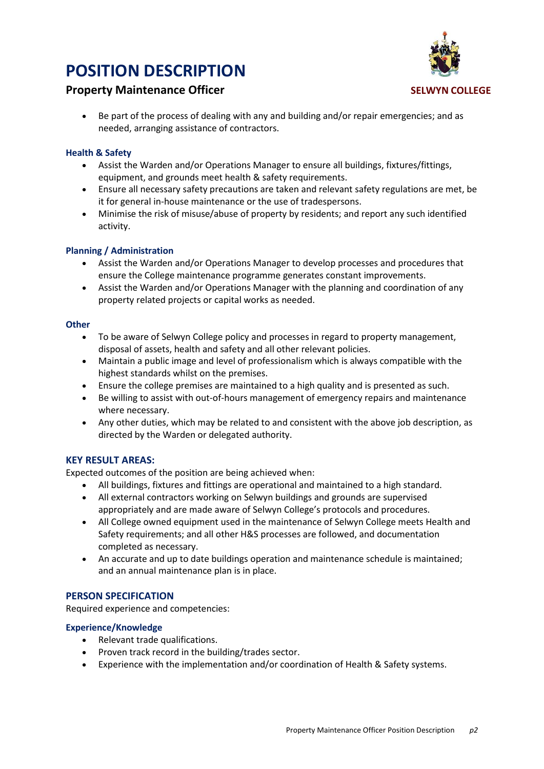- Be part of the process of dealing with any and building and/or repair emergencies; and as needed, arranging assistance of contractors.

### Health & Safety

- Assist the Warden and/or Operations Manager to ensure all buildings, fixtures/fittings, equipment, and grounds meet health & safety requirements.
- Ensure all necessary safety precautions are taken and relevant safety regulations are met, be it for general in-house maintenance or the use of tradespersons.
- Minimise the risk of misuse/abuse of property by residents; and report any such identified activity.

### Planning / Administration

- Assist the Warden and/or Operations Manager to develop processes and procedures that ensure the College maintenance programme generates constant improvements.
- Assist the Warden and/or Operations Manager with the planning and coordination of any property related projects or capital works as needed.

### Other

- To be aware of Selwyn College policy and processes in regard to property management, disposal of assets, health and safety and all other relevant policies.
- Maintain a public image and level of professionalism which is always compatible with the highest standards whilst on the premises.
- Ensure the college premises are maintained to a high quality and is presented as such.
- Be willing to assist with out-of-hours management of emergency repairs and maintenance where necessary.
- Any other duties, which may be related to and consistent with the above job description, as directed by the Warden or delegated authority.

## KEY RESULT AREAS:

Expected outcomes of the position are being achieved when:

- All buildings, fixtures and fittings are operational and maintained to a high standard.
- All external contractors working on Selwyn buildings and grounds are supervised appropriately and are made aware of Selwyn College's protocols and procedures.
- All College owned equipment used in the maintenance of Selwyn College meets Health and Safety requirements; and all other H&S processes are followed, and documentation completed as necessary.
- An accurate and up to date buildings operation and maintenance schedule is maintained; and an annual maintenance plan is in place.

## PERSON SPECIFICATION

Required experience and competencies:

### Experience/Knowledge

- Relevant trade qualifications.
- Proven track record in the building/trades sector.
- Experience with the implementation and/or coordination of Health & Safety systems.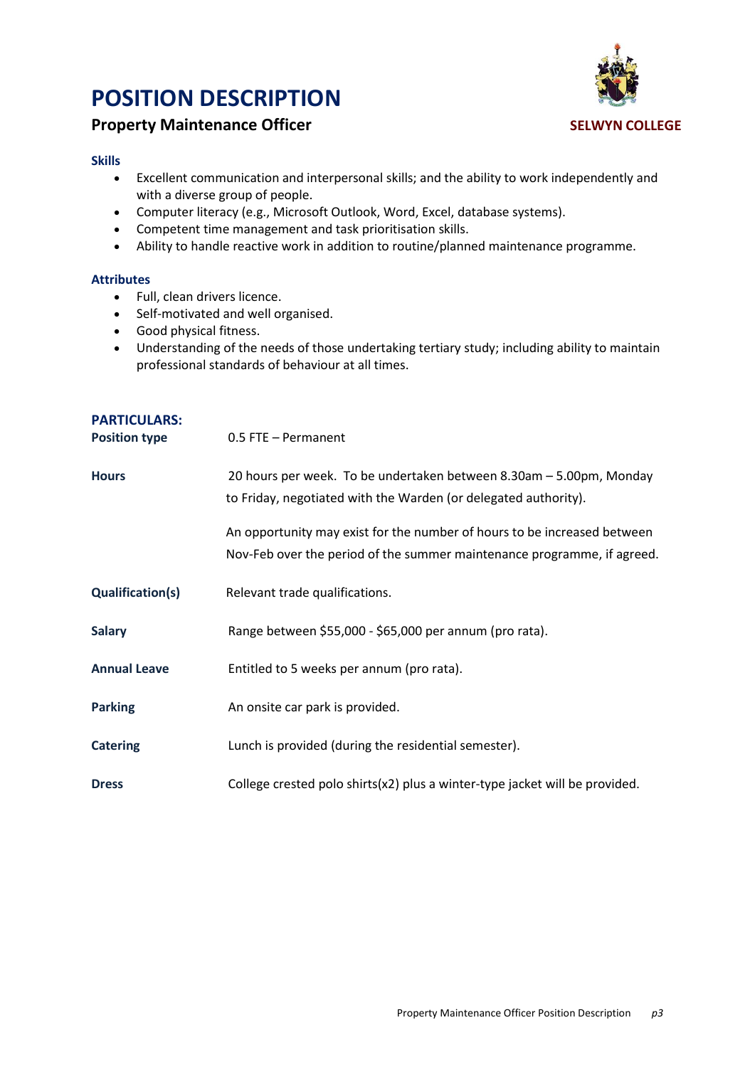# POSITION DESCRIPTION

## Property Maintenance Officer

**SELWYN COLLEGE**

### Skills

- Excellent communication and interpersonal skills; and the ability to work independently and with a diverse group of people.
- Computer literacy (e.g., Microsoft Outlook, Word, Excel, database systems).
- Competent time management and task prioritisation skills.
- Ability to handle reactive work in addition to routine/planned maintenance programme.

### Attributes

- Full, clean drivers licence.
- Self-motivated and well organised.
- Good physical fitness.
- Understanding of the needs of those undertaking tertiary study; including ability to maintain professional standards of behaviour at all times.

### PARTICULARS:

**Position type** 0.5 FTE – Permanent

**Hours** 20 hours per week. To be undertaken between 8.30am – 5.00pm, Monday to Friday, negotiated with the Warden (or delegated authority).

An opportunity may exist for the number of hours to be increased between Nov-Feb over the period of the summer maintenance programme, if agreed.

**Qualification(s)** Relevant trade qualifications.

**Salary** Range between $55,000 - $65,000 per annum (pro rata).

**Annual Leave** Entitled to 5 weeks per annum (pro rata).

**Parking** An onsite car park is provided.

**Catering** Lunch is provided (during the residential semester).

**Dress** College crested polo shirts(x2) plus a winter-type jacket will be provided.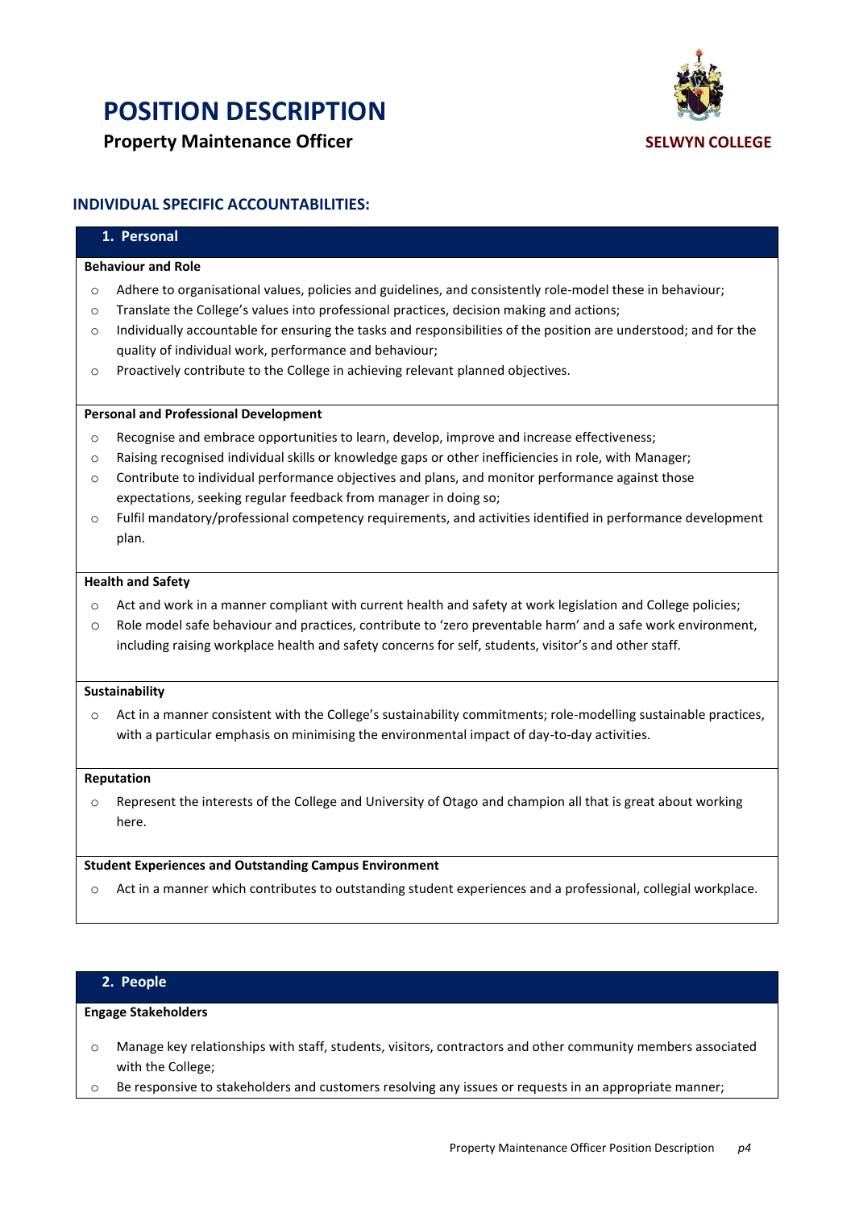# POSITION DESCRIPTION

**Property Maintenance Officer**

**SELWYN COLLEGE**

## INDIVIDUAL SPECIFIC ACCOUNTABILITIES:

### 1. Personal

**Behaviour and Role**

- Adhere to organisational values, policies and guidelines, and consistently role-model these in behaviour;
- Translate the College's values into professional practices, decision making and actions;
- Individually accountable for ensuring the tasks and responsibilities of the position are understood; and for the quality of individual work, performance and behaviour;
- Proactively contribute to the College in achieving relevant planned objectives.

**Personal and Professional Development**

- Recognise and embrace opportunities to learn, develop, improve and increase effectiveness;
- Raising recognised individual skills or knowledge gaps or other inefficiencies in role, with Manager;
- Contribute to individual performance objectives and plans, and monitor performance against those expectations, seeking regular feedback from manager in doing so;
- Fulfil mandatory/professional competency requirements, and activities identified in performance development plan.

**Health and Safety**

- Act and work in a manner compliant with current health and safety at work legislation and College policies;
- Role model safe behaviour and practices, contribute to 'zero preventable harm' and a safe work environment, including raising workplace health and safety concerns for self, students, visitor's and other staff.

**Sustainability**

- Act in a manner consistent with the College's sustainability commitments; role-modelling sustainable practices, with a particular emphasis on minimising the environmental impact of day-to-day activities.

**Reputation**

- Represent the interests of the College and University of Otago and champion all that is great about working here.

**Student Experiences and Outstanding Campus Environment**

- Act in a manner which contributes to outstanding student experiences and a professional, collegial workplace.

### 2. People

**Engage Stakeholders**

- Manage key relationships with staff, students, visitors, contractors and other community members associated with the College;
- Be responsive to stakeholders and customers resolving any issues or requests in an appropriate manner;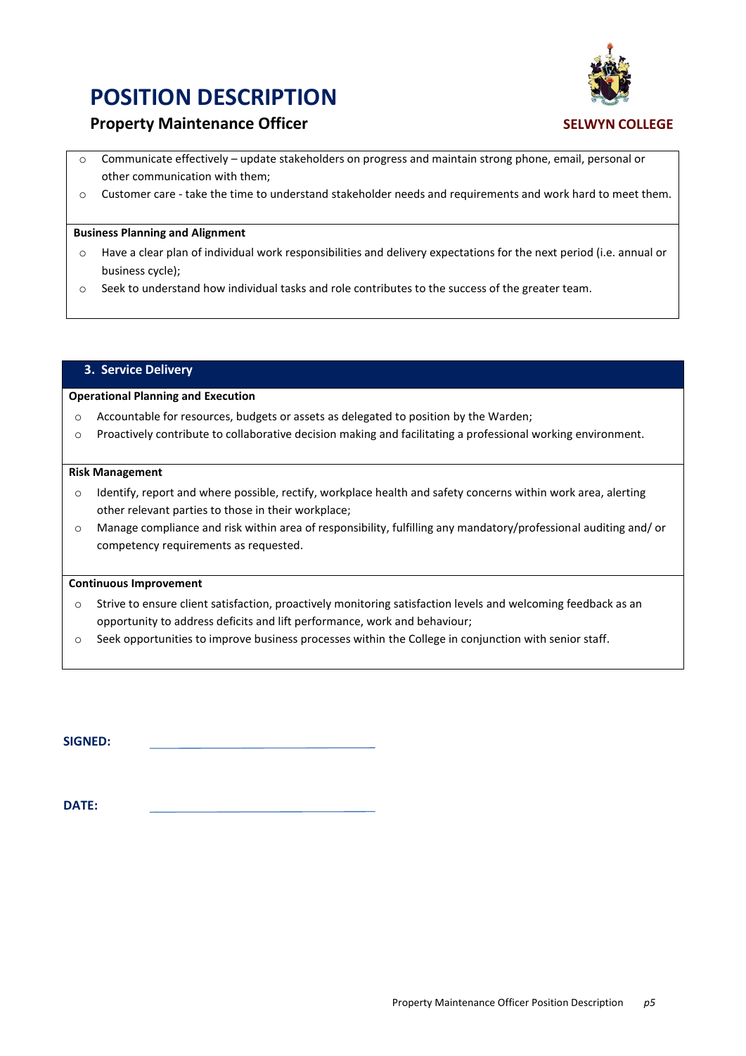- Communicate effectively – update stakeholders on progress and maintain strong phone, email, personal or other communication with them;
- Customer care - take the time to understand stakeholder needs and requirements and work hard to meet them.

**Business Planning and Alignment**

- Have a clear plan of individual work responsibilities and delivery expectations for the next period (i.e. annual or business cycle);
- Seek to understand how individual tasks and role contributes to the success of the greater team.

## 3. Service Delivery

**Operational Planning and Execution**

- Accountable for resources, budgets or assets as delegated to position by the Warden;
- Proactively contribute to collaborative decision making and facilitating a professional working environment.

**Risk Management**

- Identify, report and where possible, rectify, workplace health and safety concerns within work area, alerting other relevant parties to those in their workplace;
- Manage compliance and risk within area of responsibility, fulfilling any mandatory/professional auditing and/ or competency requirements as requested.

**Continuous Improvement**

- Strive to ensure client satisfaction, proactively monitoring satisfaction levels and welcoming feedback as an opportunity to address deficits and lift performance, work and behaviour;
- Seek opportunities to improve business processes within the College in conjunction with senior staff.

**SIGNED:** ______________________________

**DATE:** ______________________________